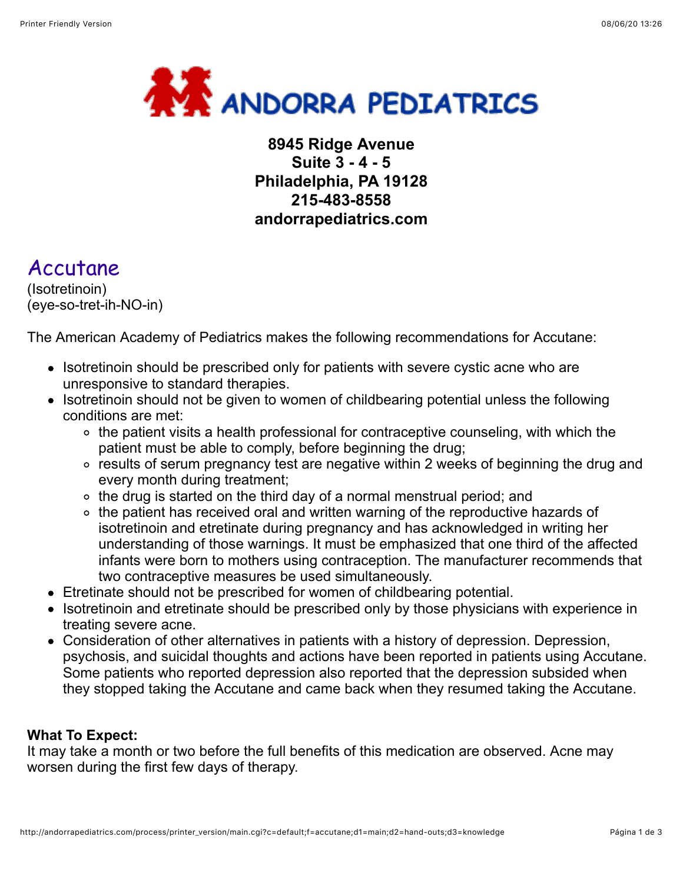# ANDORRA PEDIATRICS

**8945 Ridge Avenue**
**Suite 3 - 4 - 5**
**Philadelphia, PA 19128**
**215-483-8558**
**andorrapediatrics.com**

## Accutane

(Isotretinoin)
(eye-so-tret-ih-NO-in)

The American Academy of Pediatrics makes the following recommendations for Accutane:

- Isotretinoin should be prescribed only for patients with severe cystic acne who are unresponsive to standard therapies.
- Isotretinoin should not be given to women of childbearing potential unless the following conditions are met:
  - the patient visits a health professional for contraceptive counseling, with which the patient must be able to comply, before beginning the drug;
  - results of serum pregnancy test are negative within 2 weeks of beginning the drug and every month during treatment;
  - the drug is started on the third day of a normal menstrual period; and
  - the patient has received oral and written warning of the reproductive hazards of isotretinoin and etretinate during pregnancy and has acknowledged in writing her understanding of those warnings. It must be emphasized that one third of the affected infants were born to mothers using contraception. The manufacturer recommends that two contraceptive measures be used simultaneously.
- Etretinate should not be prescribed for women of childbearing potential.
- Isotretinoin and etretinate should be prescribed only by those physicians with experience in treating severe acne.
- Consideration of other alternatives in patients with a history of depression. Depression, psychosis, and suicidal thoughts and actions have been reported in patients using Accutane. Some patients who reported depression also reported that the depression subsided when they stopped taking the Accutane and came back when they resumed taking the Accutane.

**What To Expect:**
It may take a month or two before the full benefits of this medication are observed. Acne may worsen during the first few days of therapy.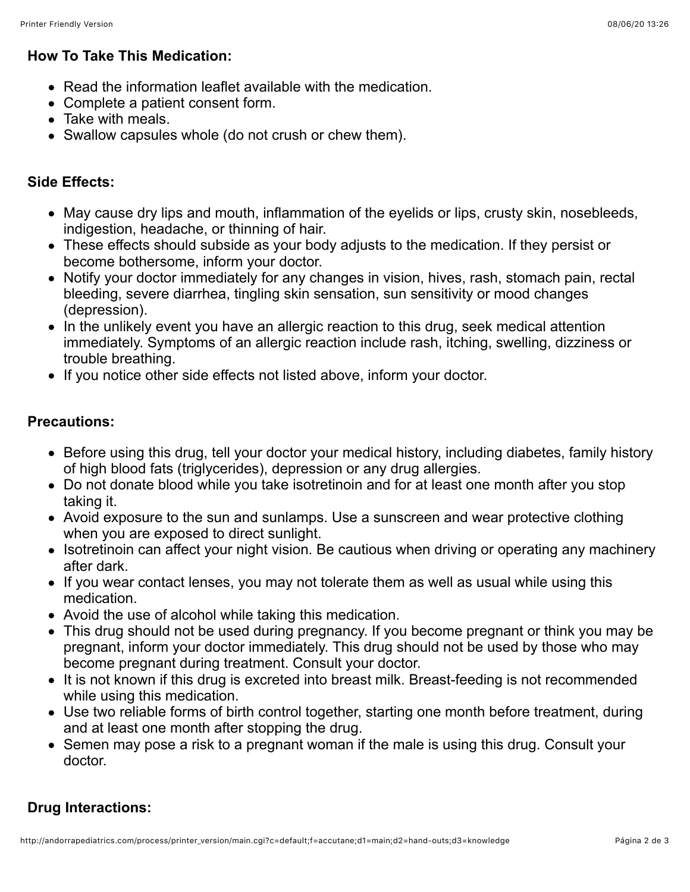### How To Take This Medication:

- Read the information leaflet available with the medication.
- Complete a patient consent form.
- Take with meals.
- Swallow capsules whole (do not crush or chew them).

### Side Effects:

- May cause dry lips and mouth, inflammation of the eyelids or lips, crusty skin, nosebleeds, indigestion, headache, or thinning of hair.
- These effects should subside as your body adjusts to the medication. If they persist or become bothersome, inform your doctor.
- Notify your doctor immediately for any changes in vision, hives, rash, stomach pain, rectal bleeding, severe diarrhea, tingling skin sensation, sun sensitivity or mood changes (depression).
- In the unlikely event you have an allergic reaction to this drug, seek medical attention immediately. Symptoms of an allergic reaction include rash, itching, swelling, dizziness or trouble breathing.
- If you notice other side effects not listed above, inform your doctor.

### Precautions:

- Before using this drug, tell your doctor your medical history, including diabetes, family history of high blood fats (triglycerides), depression or any drug allergies.
- Do not donate blood while you take isotretinoin and for at least one month after you stop taking it.
- Avoid exposure to the sun and sunlamps. Use a sunscreen and wear protective clothing when you are exposed to direct sunlight.
- Isotretinoin can affect your night vision. Be cautious when driving or operating any machinery after dark.
- If you wear contact lenses, you may not tolerate them as well as usual while using this medication.
- Avoid the use of alcohol while taking this medication.
- This drug should not be used during pregnancy. If you become pregnant or think you may be pregnant, inform your doctor immediately. This drug should not be used by those who may become pregnant during treatment. Consult your doctor.
- It is not known if this drug is excreted into breast milk. Breast-feeding is not recommended while using this medication.
- Use two reliable forms of birth control together, starting one month before treatment, during and at least one month after stopping the drug.
- Semen may pose a risk to a pregnant woman if the male is using this drug. Consult your doctor.

### Drug Interactions: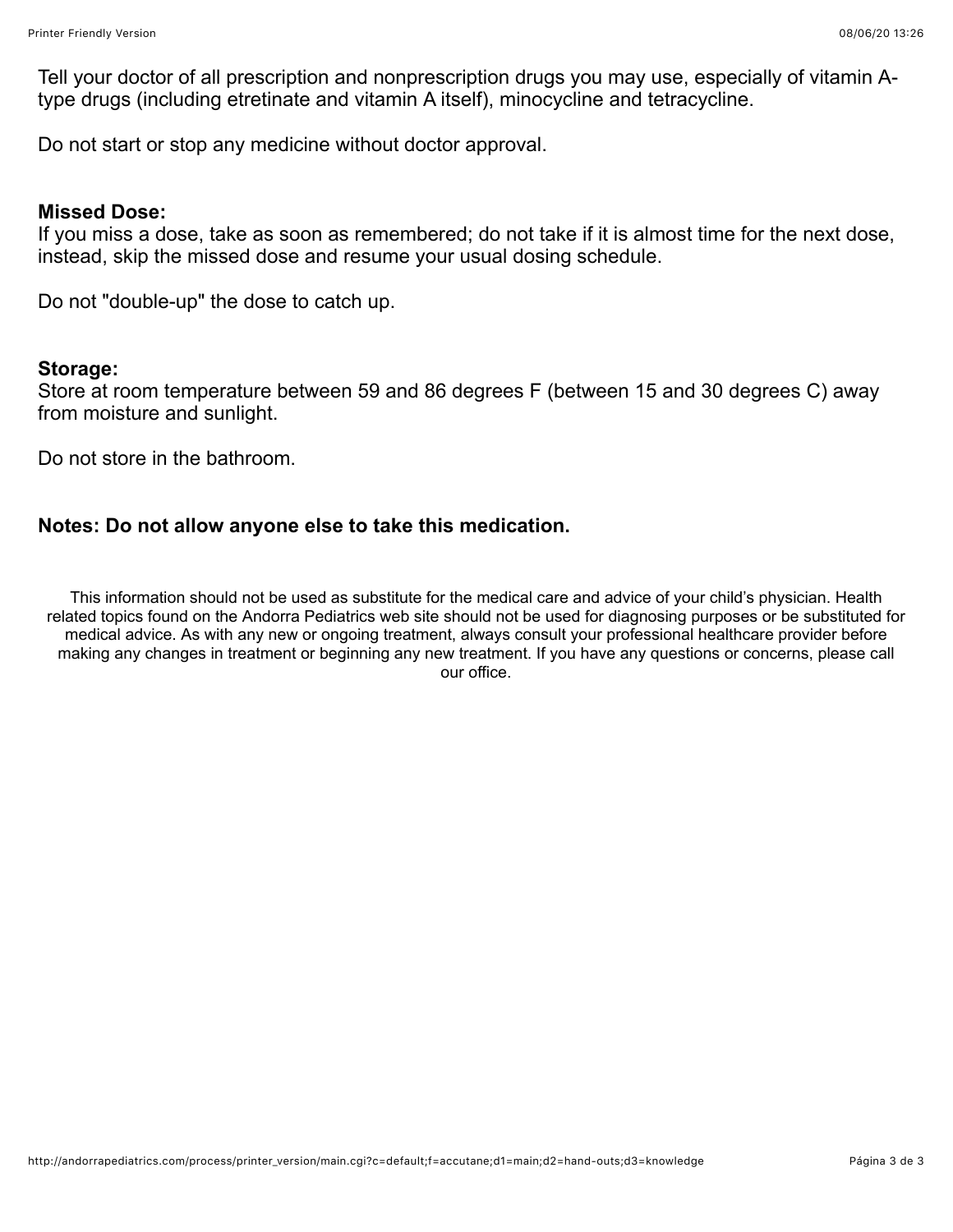Tell your doctor of all prescription and nonprescription drugs you may use, especially of vitamin A-type drugs (including etretinate and vitamin A itself), minocycline and tetracycline.

Do not start or stop any medicine without doctor approval.

**Missed Dose:**
If you miss a dose, take as soon as remembered; do not take if it is almost time for the next dose, instead, skip the missed dose and resume your usual dosing schedule.

Do not "double-up" the dose to catch up.

**Storage:**
Store at room temperature between 59 and 86 degrees F (between 15 and 30 degrees C) away from moisture and sunlight.

Do not store in the bathroom.

**Notes: Do not allow anyone else to take this medication.**

This information should not be used as substitute for the medical care and advice of your child's physician. Health related topics found on the Andorra Pediatrics web site should not be used for diagnosing purposes or be substituted for medical advice. As with any new or ongoing treatment, always consult your professional healthcare provider before making any changes in treatment or beginning any new treatment. If you have any questions or concerns, please call our office.